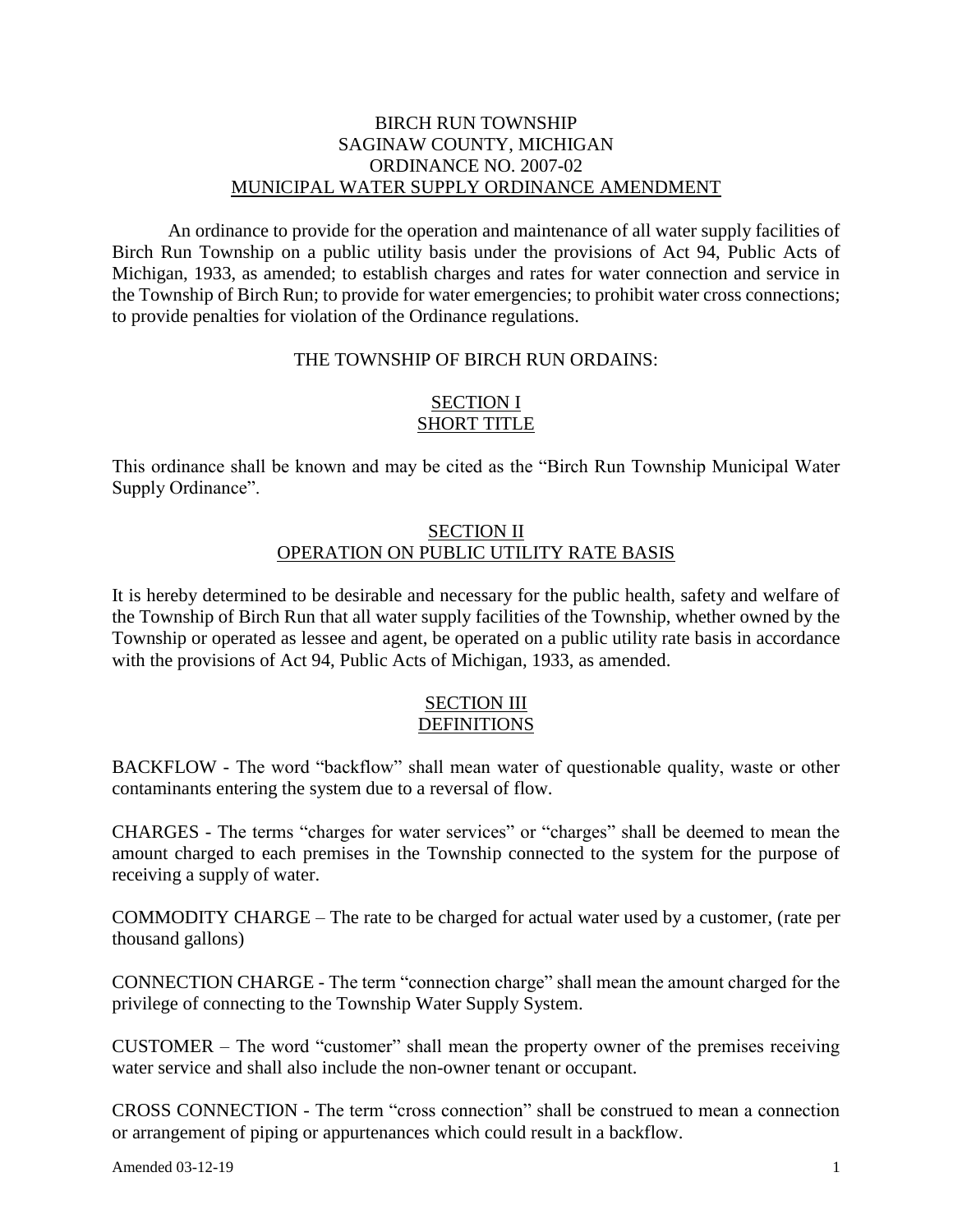# BIRCH RUN TOWNSHIP
# SAGINAW COUNTY, MICHIGAN
# ORDINANCE NO. 2007-02
# MUNICIPAL WATER SUPPLY ORDINANCE AMENDMENT

An ordinance to provide for the operation and maintenance of all water supply facilities of Birch Run Township on a public utility basis under the provisions of Act 94, Public Acts of Michigan, 1933, as amended; to establish charges and rates for water connection and service in the Township of Birch Run; to provide for water emergencies; to prohibit water cross connections; to provide penalties for violation of the Ordinance regulations.

THE TOWNSHIP OF BIRCH RUN ORDAINS:

## SECTION I
## SHORT TITLE

This ordinance shall be known and may be cited as the "Birch Run Township Municipal Water Supply Ordinance".

## SECTION II
## OPERATION ON PUBLIC UTILITY RATE BASIS

It is hereby determined to be desirable and necessary for the public health, safety and welfare of the Township of Birch Run that all water supply facilities of the Township, whether owned by the Township or operated as lessee and agent, be operated on a public utility rate basis in accordance with the provisions of Act 94, Public Acts of Michigan, 1933, as amended.

## SECTION III
## DEFINITIONS

BACKFLOW - The word "backflow" shall mean water of questionable quality, waste or other contaminants entering the system due to a reversal of flow.

CHARGES - The terms "charges for water services" or "charges" shall be deemed to mean the amount charged to each premises in the Township connected to the system for the purpose of receiving a supply of water.

COMMODITY CHARGE – The rate to be charged for actual water used by a customer, (rate per thousand gallons)

CONNECTION CHARGE - The term "connection charge" shall mean the amount charged for the privilege of connecting to the Township Water Supply System.

CUSTOMER – The word "customer" shall mean the property owner of the premises receiving water service and shall also include the non-owner tenant or occupant.

CROSS CONNECTION - The term "cross connection" shall be construed to mean a connection or arrangement of piping or appurtenances which could result in a backflow.

Amended 03-12-19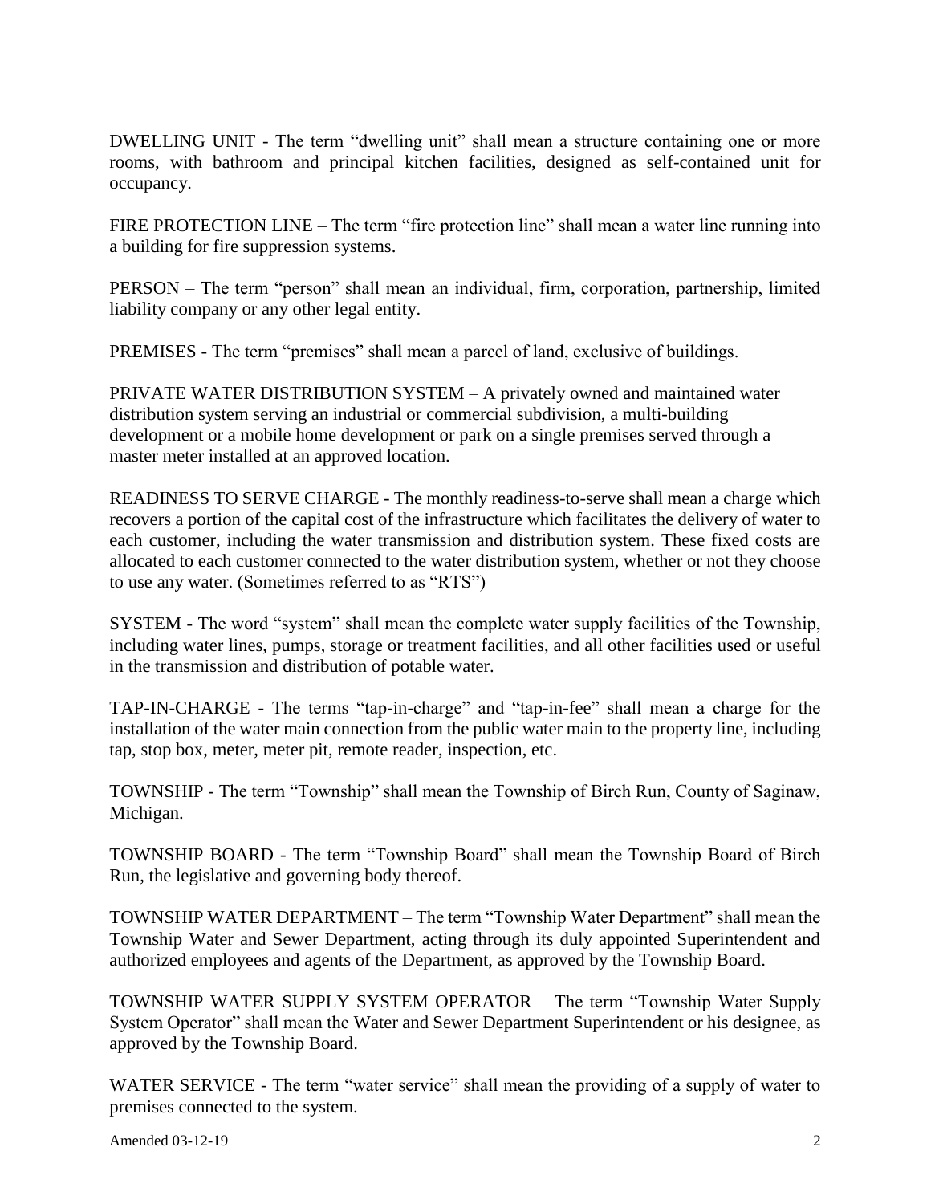DWELLING UNIT - The term "dwelling unit" shall mean a structure containing one or more rooms, with bathroom and principal kitchen facilities, designed as self-contained unit for occupancy.

FIRE PROTECTION LINE – The term "fire protection line" shall mean a water line running into a building for fire suppression systems.

PERSON – The term "person" shall mean an individual, firm, corporation, partnership, limited liability company or any other legal entity.

PREMISES - The term "premises" shall mean a parcel of land, exclusive of buildings.

PRIVATE WATER DISTRIBUTION SYSTEM – A privately owned and maintained water distribution system serving an industrial or commercial subdivision, a multi-building development or a mobile home development or park on a single premises served through a master meter installed at an approved location.

READINESS TO SERVE CHARGE - The monthly readiness-to-serve shall mean a charge which recovers a portion of the capital cost of the infrastructure which facilitates the delivery of water to each customer, including the water transmission and distribution system. These fixed costs are allocated to each customer connected to the water distribution system, whether or not they choose to use any water. (Sometimes referred to as "RTS")

SYSTEM - The word "system" shall mean the complete water supply facilities of the Township, including water lines, pumps, storage or treatment facilities, and all other facilities used or useful in the transmission and distribution of potable water.

TAP-IN-CHARGE - The terms "tap-in-charge" and "tap-in-fee" shall mean a charge for the installation of the water main connection from the public water main to the property line, including tap, stop box, meter, meter pit, remote reader, inspection, etc.

TOWNSHIP - The term "Township" shall mean the Township of Birch Run, County of Saginaw, Michigan.

TOWNSHIP BOARD - The term "Township Board" shall mean the Township Board of Birch Run, the legislative and governing body thereof.

TOWNSHIP WATER DEPARTMENT – The term "Township Water Department" shall mean the Township Water and Sewer Department, acting through its duly appointed Superintendent and authorized employees and agents of the Department, as approved by the Township Board.

TOWNSHIP WATER SUPPLY SYSTEM OPERATOR – The term "Township Water Supply System Operator" shall mean the Water and Sewer Department Superintendent or his designee, as approved by the Township Board.

WATER SERVICE - The term "water service" shall mean the providing of a supply of water to premises connected to the system.

Amended 03-12-19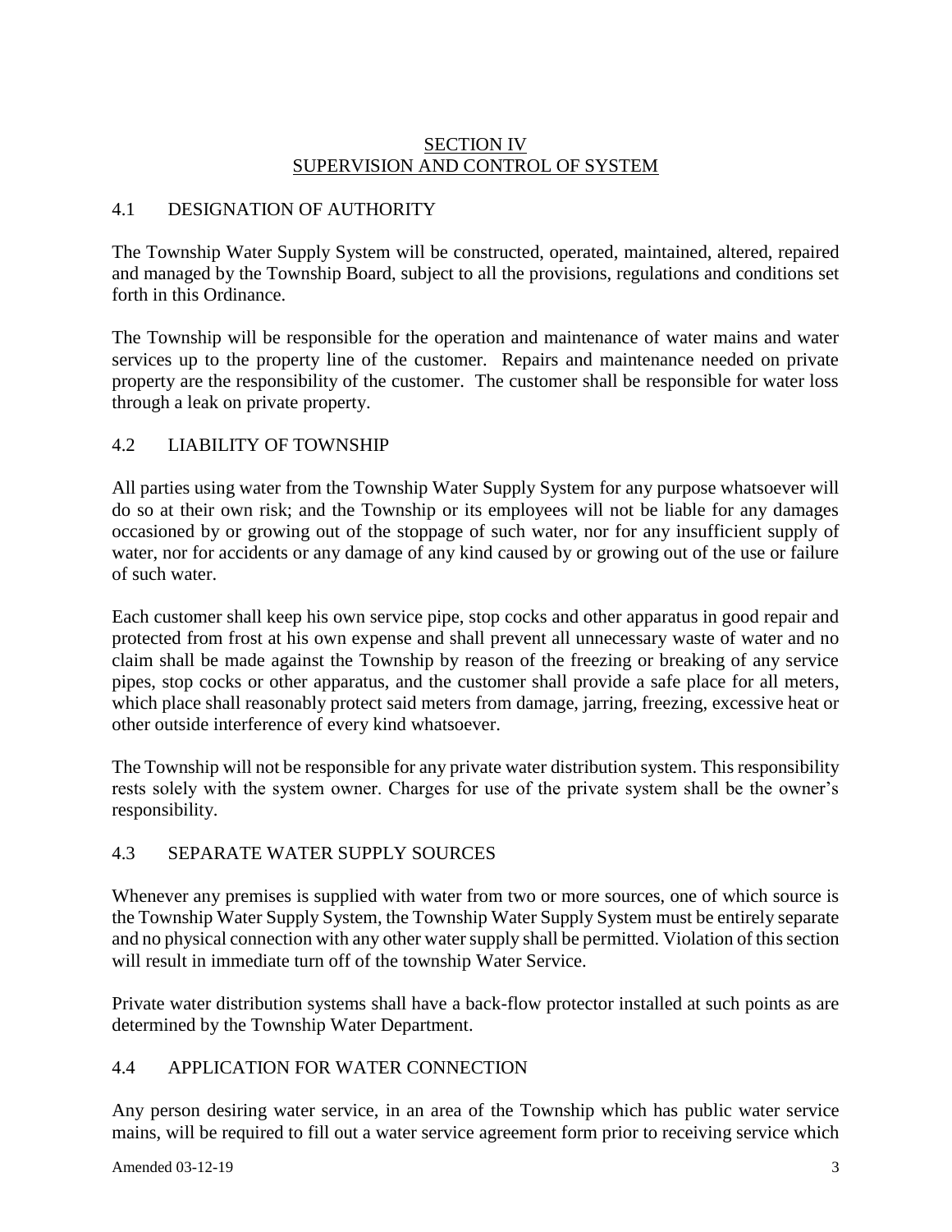## SECTION IV
## SUPERVISION AND CONTROL OF SYSTEM

### 4.1 DESIGNATION OF AUTHORITY

The Township Water Supply System will be constructed, operated, maintained, altered, repaired and managed by the Township Board, subject to all the provisions, regulations and conditions set forth in this Ordinance.

The Township will be responsible for the operation and maintenance of water mains and water services up to the property line of the customer. Repairs and maintenance needed on private property are the responsibility of the customer. The customer shall be responsible for water loss through a leak on private property.

### 4.2 LIABILITY OF TOWNSHIP

All parties using water from the Township Water Supply System for any purpose whatsoever will do so at their own risk; and the Township or its employees will not be liable for any damages occasioned by or growing out of the stoppage of such water, nor for any insufficient supply of water, nor for accidents or any damage of any kind caused by or growing out of the use or failure of such water.

Each customer shall keep his own service pipe, stop cocks and other apparatus in good repair and protected from frost at his own expense and shall prevent all unnecessary waste of water and no claim shall be made against the Township by reason of the freezing or breaking of any service pipes, stop cocks or other apparatus, and the customer shall provide a safe place for all meters, which place shall reasonably protect said meters from damage, jarring, freezing, excessive heat or other outside interference of every kind whatsoever.

The Township will not be responsible for any private water distribution system. This responsibility rests solely with the system owner. Charges for use of the private system shall be the owner's responsibility.

### 4.3 SEPARATE WATER SUPPLY SOURCES

Whenever any premises is supplied with water from two or more sources, one of which source is the Township Water Supply System, the Township Water Supply System must be entirely separate and no physical connection with any other water supply shall be permitted. Violation of this section will result in immediate turn off of the township Water Service.

Private water distribution systems shall have a back-flow protector installed at such points as are determined by the Township Water Department.

### 4.4 APPLICATION FOR WATER CONNECTION

Any person desiring water service, in an area of the Township which has public water service mains, will be required to fill out a water service agreement form prior to receiving service which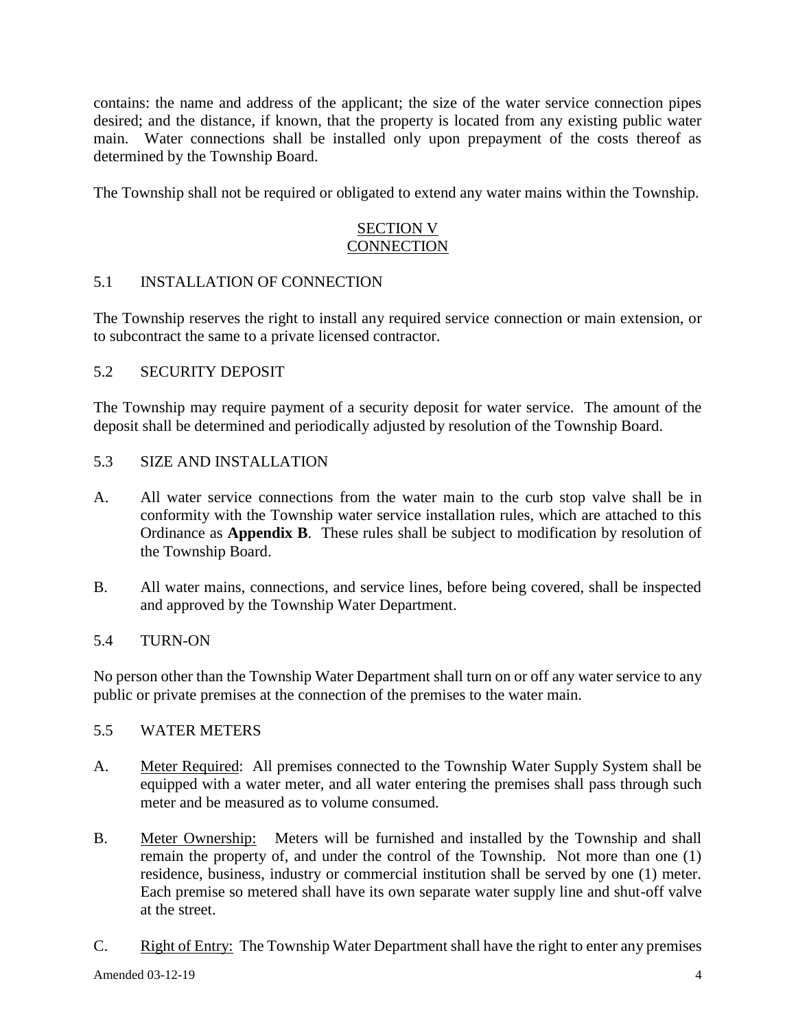contains: the name and address of the applicant; the size of the water service connection pipes desired; and the distance, if known, that the property is located from any existing public water main. Water connections shall be installed only upon prepayment of the costs thereof as determined by the Township Board.

The Township shall not be required or obligated to extend any water mains within the Township.

## SECTION V
## CONNECTION

### 5.1 INSTALLATION OF CONNECTION

The Township reserves the right to install any required service connection or main extension, or to subcontract the same to a private licensed contractor.

### 5.2 SECURITY DEPOSIT

The Township may require payment of a security deposit for water service. The amount of the deposit shall be determined and periodically adjusted by resolution of the Township Board.

### 5.3 SIZE AND INSTALLATION

A. All water service connections from the water main to the curb stop valve shall be in conformity with the Township water service installation rules, which are attached to this Ordinance as **Appendix B**. These rules shall be subject to modification by resolution of the Township Board.

B. All water mains, connections, and service lines, before being covered, shall be inspected and approved by the Township Water Department.

### 5.4 TURN-ON

No person other than the Township Water Department shall turn on or off any water service to any public or private premises at the connection of the premises to the water main.

### 5.5 WATER METERS

A. Meter Required: All premises connected to the Township Water Supply System shall be equipped with a water meter, and all water entering the premises shall pass through such meter and be measured as to volume consumed.

B. Meter Ownership: Meters will be furnished and installed by the Township and shall remain the property of, and under the control of the Township. Not more than one (1) residence, business, industry or commercial institution shall be served by one (1) meter. Each premise so metered shall have its own separate water supply line and shut-off valve at the street.

C. Right of Entry: The Township Water Department shall have the right to enter any premises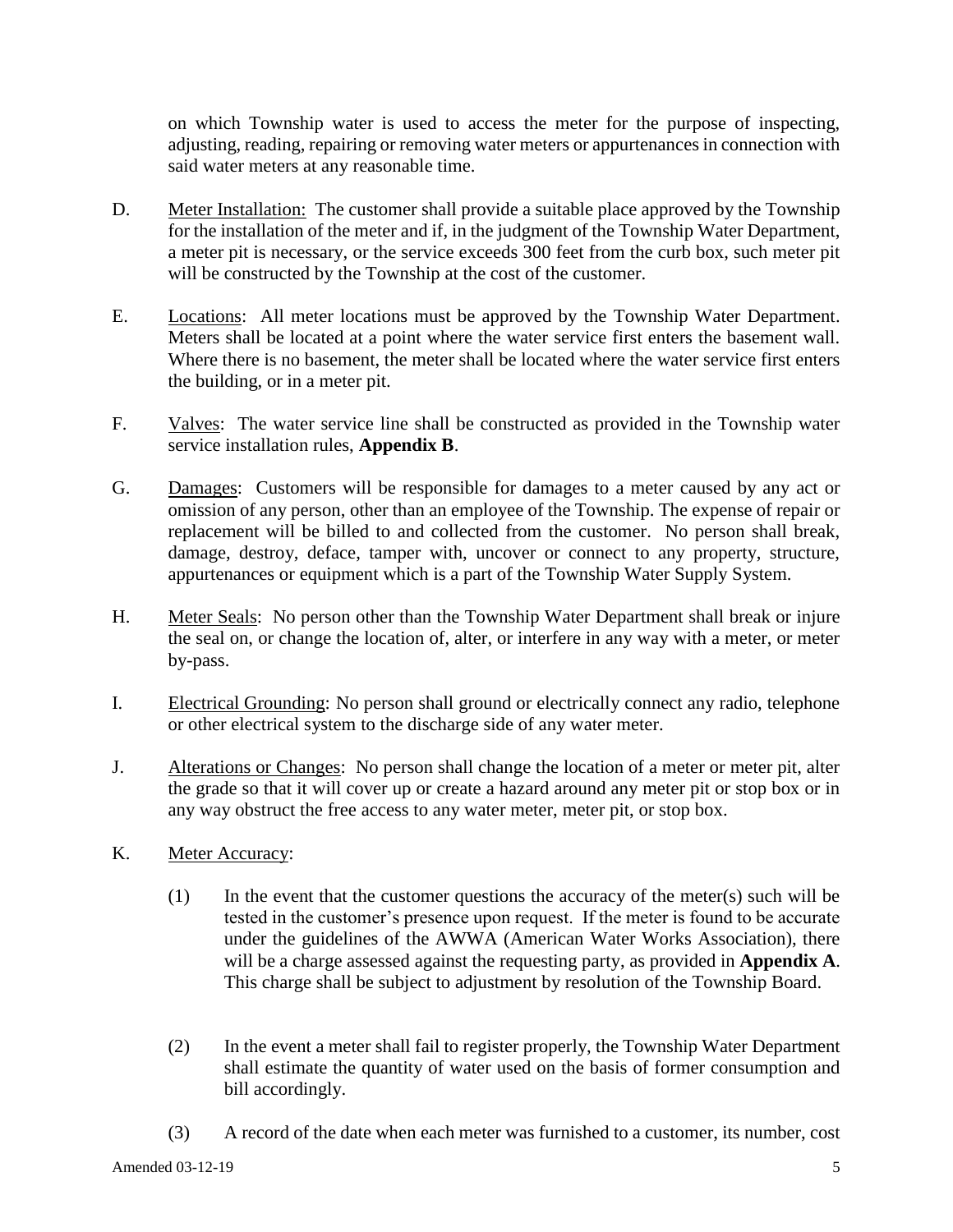on which Township water is used to access the meter for the purpose of inspecting, adjusting, reading, repairing or removing water meters or appurtenances in connection with said water meters at any reasonable time.

D. Meter Installation: The customer shall provide a suitable place approved by the Township for the installation of the meter and if, in the judgment of the Township Water Department, a meter pit is necessary, or the service exceeds 300 feet from the curb box, such meter pit will be constructed by the Township at the cost of the customer.

E. Locations: All meter locations must be approved by the Township Water Department. Meters shall be located at a point where the water service first enters the basement wall. Where there is no basement, the meter shall be located where the water service first enters the building, or in a meter pit.

F. Valves: The water service line shall be constructed as provided in the Township water service installation rules, **Appendix B**.

G. Damages: Customers will be responsible for damages to a meter caused by any act or omission of any person, other than an employee of the Township. The expense of repair or replacement will be billed to and collected from the customer. No person shall break, damage, destroy, deface, tamper with, uncover or connect to any property, structure, appurtenances or equipment which is a part of the Township Water Supply System.

H. Meter Seals: No person other than the Township Water Department shall break or injure the seal on, or change the location of, alter, or interfere in any way with a meter, or meter by-pass.

I. Electrical Grounding: No person shall ground or electrically connect any radio, telephone or other electrical system to the discharge side of any water meter.

J. Alterations or Changes: No person shall change the location of a meter or meter pit, alter the grade so that it will cover up or create a hazard around any meter pit or stop box or in any way obstruct the free access to any water meter, meter pit, or stop box.

K. Meter Accuracy:

(1) In the event that the customer questions the accuracy of the meter(s) such will be tested in the customer's presence upon request. If the meter is found to be accurate under the guidelines of the AWWA (American Water Works Association), there will be a charge assessed against the requesting party, as provided in **Appendix A**. This charge shall be subject to adjustment by resolution of the Township Board.

(2) In the event a meter shall fail to register properly, the Township Water Department shall estimate the quantity of water used on the basis of former consumption and bill accordingly.

(3) A record of the date when each meter was furnished to a customer, its number, cost

Amended 03-12-19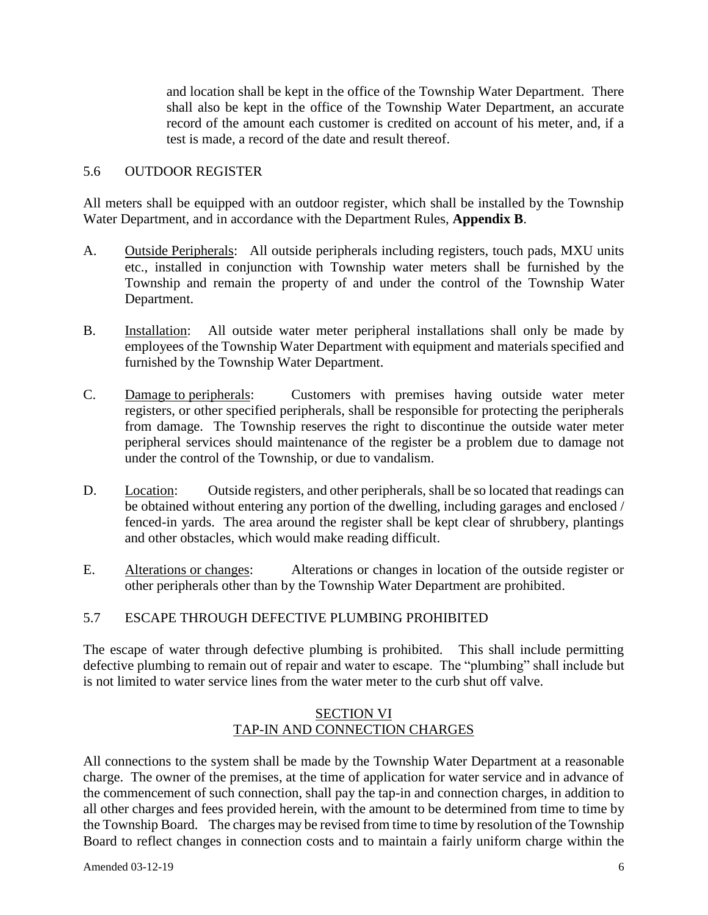and location shall be kept in the office of the Township Water Department. There shall also be kept in the office of the Township Water Department, an accurate record of the amount each customer is credited on account of his meter, and, if a test is made, a record of the date and result thereof.

### 5.6 OUTDOOR REGISTER

All meters shall be equipped with an outdoor register, which shall be installed by the Township Water Department, and in accordance with the Department Rules, **Appendix B**.

A. Outside Peripherals: All outside peripherals including registers, touch pads, MXU units etc., installed in conjunction with Township water meters shall be furnished by the Township and remain the property of and under the control of the Township Water Department.

B. Installation: All outside water meter peripheral installations shall only be made by employees of the Township Water Department with equipment and materials specified and furnished by the Township Water Department.

C. Damage to peripherals: Customers with premises having outside water meter registers, or other specified peripherals, shall be responsible for protecting the peripherals from damage. The Township reserves the right to discontinue the outside water meter peripheral services should maintenance of the register be a problem due to damage not under the control of the Township, or due to vandalism.

D. Location: Outside registers, and other peripherals, shall be so located that readings can be obtained without entering any portion of the dwelling, including garages and enclosed / fenced-in yards. The area around the register shall be kept clear of shrubbery, plantings and other obstacles, which would make reading difficult.

E. Alterations or changes: Alterations or changes in location of the outside register or other peripherals other than by the Township Water Department are prohibited.

### 5.7 ESCAPE THROUGH DEFECTIVE PLUMBING PROHIBITED

The escape of water through defective plumbing is prohibited. This shall include permitting defective plumbing to remain out of repair and water to escape. The "plumbing" shall include but is not limited to water service lines from the water meter to the curb shut off valve.

## SECTION VI
## TAP-IN AND CONNECTION CHARGES

All connections to the system shall be made by the Township Water Department at a reasonable charge. The owner of the premises, at the time of application for water service and in advance of the commencement of such connection, shall pay the tap-in and connection charges, in addition to all other charges and fees provided herein, with the amount to be determined from time to time by the Township Board. The charges may be revised from time to time by resolution of the Township Board to reflect changes in connection costs and to maintain a fairly uniform charge within the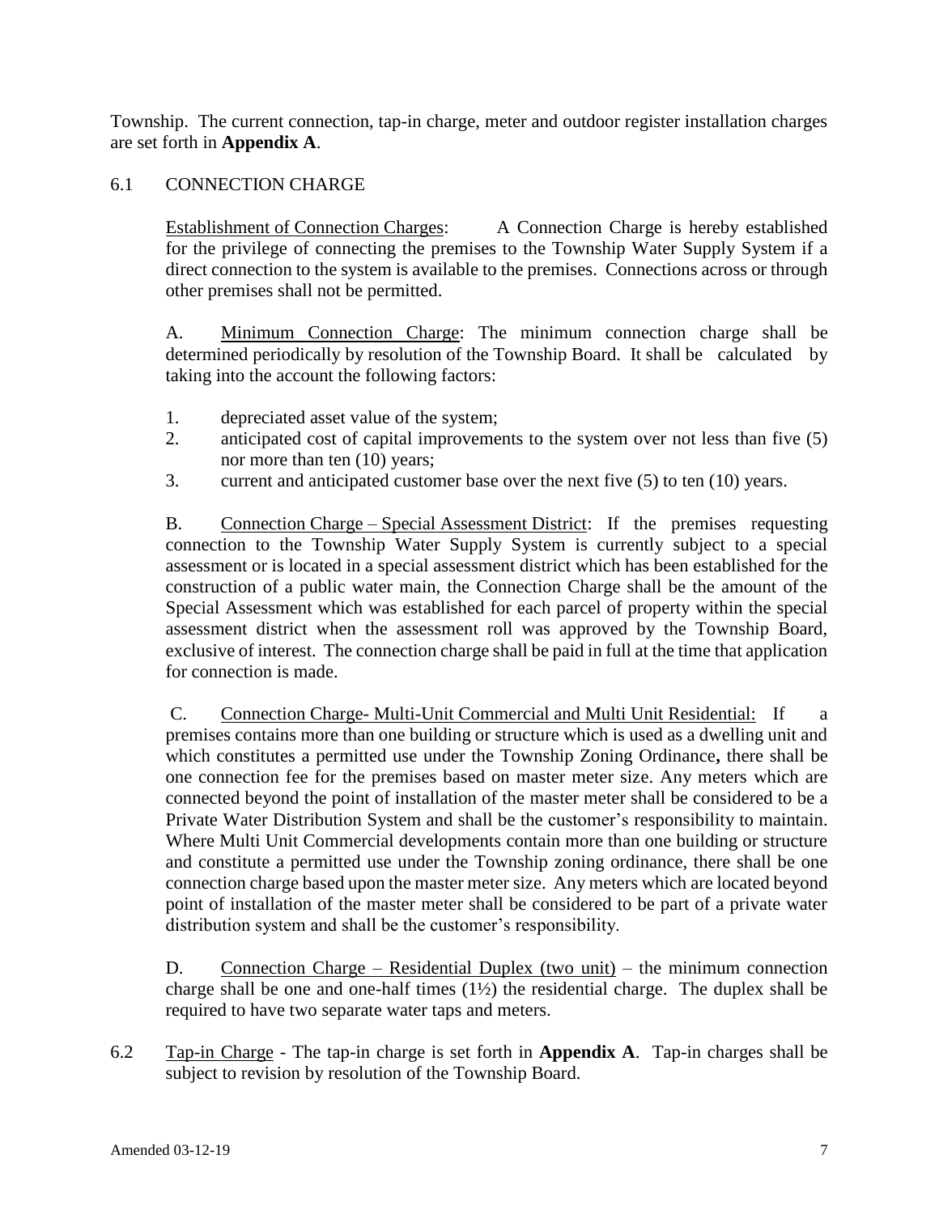Township. The current connection, tap-in charge, meter and outdoor register installation charges are set forth in **Appendix A**.

## 6.1 CONNECTION CHARGE

Establishment of Connection Charges: A Connection Charge is hereby established for the privilege of connecting the premises to the Township Water Supply System if a direct connection to the system is available to the premises. Connections across or through other premises shall not be permitted.

A. Minimum Connection Charge: The minimum connection charge shall be determined periodically by resolution of the Township Board. It shall be calculated by taking into the account the following factors:

1. depreciated asset value of the system;
2. anticipated cost of capital improvements to the system over not less than five (5) nor more than ten (10) years;
3. current and anticipated customer base over the next five (5) to ten (10) years.

B. Connection Charge – Special Assessment District: If the premises requesting connection to the Township Water Supply System is currently subject to a special assessment or is located in a special assessment district which has been established for the construction of a public water main, the Connection Charge shall be the amount of the Special Assessment which was established for each parcel of property within the special assessment district when the assessment roll was approved by the Township Board, exclusive of interest. The connection charge shall be paid in full at the time that application for connection is made.

C. Connection Charge- Multi-Unit Commercial and Multi Unit Residential: If a premises contains more than one building or structure which is used as a dwelling unit and which constitutes a permitted use under the Township Zoning Ordinance**,** there shall be one connection fee for the premises based on master meter size. Any meters which are connected beyond the point of installation of the master meter shall be considered to be a Private Water Distribution System and shall be the customer's responsibility to maintain. Where Multi Unit Commercial developments contain more than one building or structure and constitute a permitted use under the Township zoning ordinance, there shall be one connection charge based upon the master meter size. Any meters which are located beyond point of installation of the master meter shall be considered to be part of a private water distribution system and shall be the customer's responsibility.

D. Connection Charge – Residential Duplex (two unit) – the minimum connection charge shall be one and one-half times (1½) the residential charge. The duplex shall be required to have two separate water taps and meters.

## 6.2 Tap-in Charge

Tap-in Charge - The tap-in charge is set forth in **Appendix A**. Tap-in charges shall be subject to revision by resolution of the Township Board.

Amended 03-12-19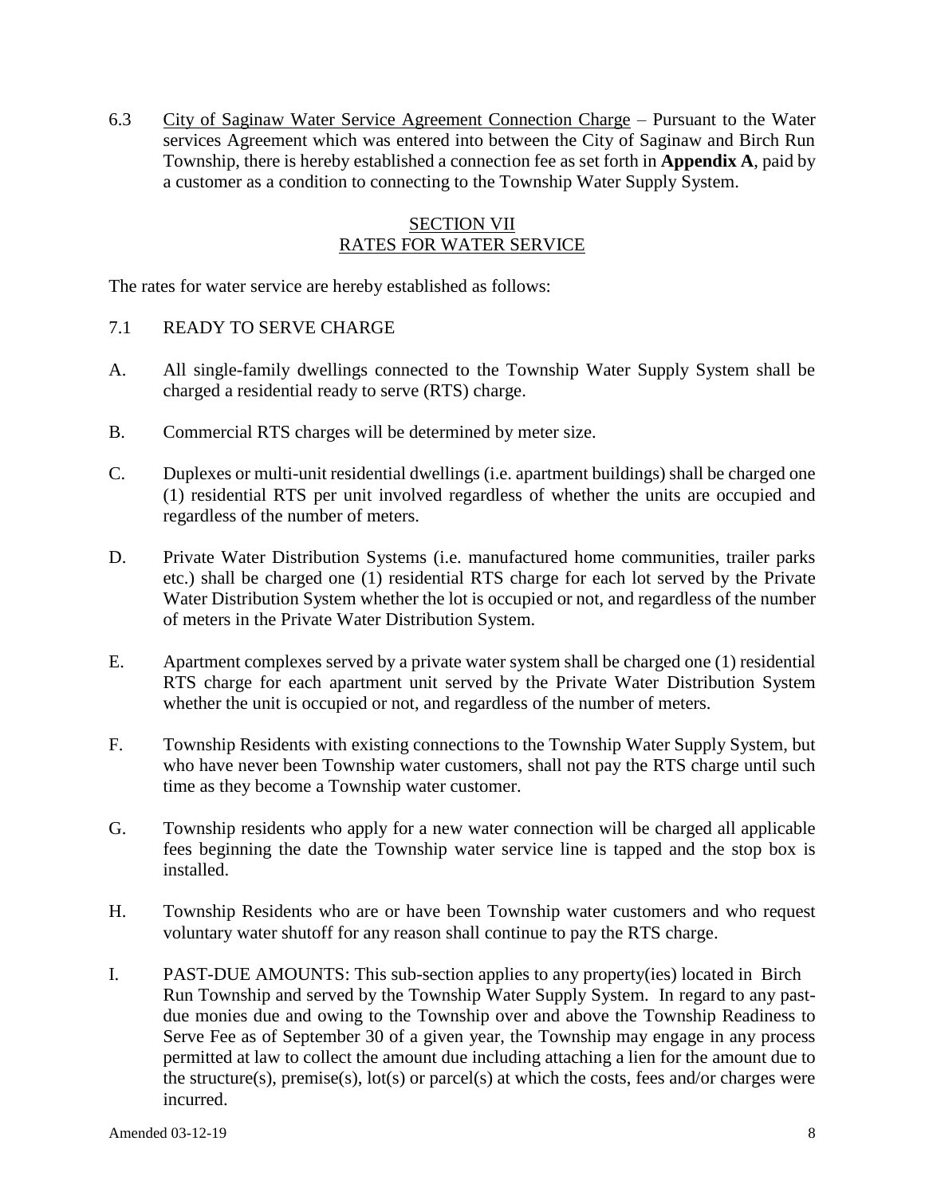6.3 <u>City of Saginaw Water Service Agreement Connection Charge</u> – Pursuant to the Water services Agreement which was entered into between the City of Saginaw and Birch Run Township, there is hereby established a connection fee as set forth in **Appendix A**, paid by a customer as a condition to connecting to the Township Water Supply System.

## SECTION VII
## RATES FOR WATER SERVICE

The rates for water service are hereby established as follows:

7.1 READY TO SERVE CHARGE

A. All single-family dwellings connected to the Township Water Supply System shall be charged a residential ready to serve (RTS) charge.

B. Commercial RTS charges will be determined by meter size.

C. Duplexes or multi-unit residential dwellings (i.e. apartment buildings) shall be charged one (1) residential RTS per unit involved regardless of whether the units are occupied and regardless of the number of meters.

D. Private Water Distribution Systems (i.e. manufactured home communities, trailer parks etc.) shall be charged one (1) residential RTS charge for each lot served by the Private Water Distribution System whether the lot is occupied or not, and regardless of the number of meters in the Private Water Distribution System.

E. Apartment complexes served by a private water system shall be charged one (1) residential RTS charge for each apartment unit served by the Private Water Distribution System whether the unit is occupied or not, and regardless of the number of meters.

F. Township Residents with existing connections to the Township Water Supply System, but who have never been Township water customers, shall not pay the RTS charge until such time as they become a Township water customer.

G. Township residents who apply for a new water connection will be charged all applicable fees beginning the date the Township water service line is tapped and the stop box is installed.

H. Township Residents who are or have been Township water customers and who request voluntary water shutoff for any reason shall continue to pay the RTS charge.

I. PAST-DUE AMOUNTS: This sub-section applies to any property(ies) located in Birch Run Township and served by the Township Water Supply System. In regard to any past-due monies due and owing to the Township over and above the Township Readiness to Serve Fee as of September 30 of a given year, the Township may engage in any process permitted at law to collect the amount due including attaching a lien for the amount due to the structure(s), premise(s), lot(s) or parcel(s) at which the costs, fees and/or charges were incurred.

Amended 03-12-19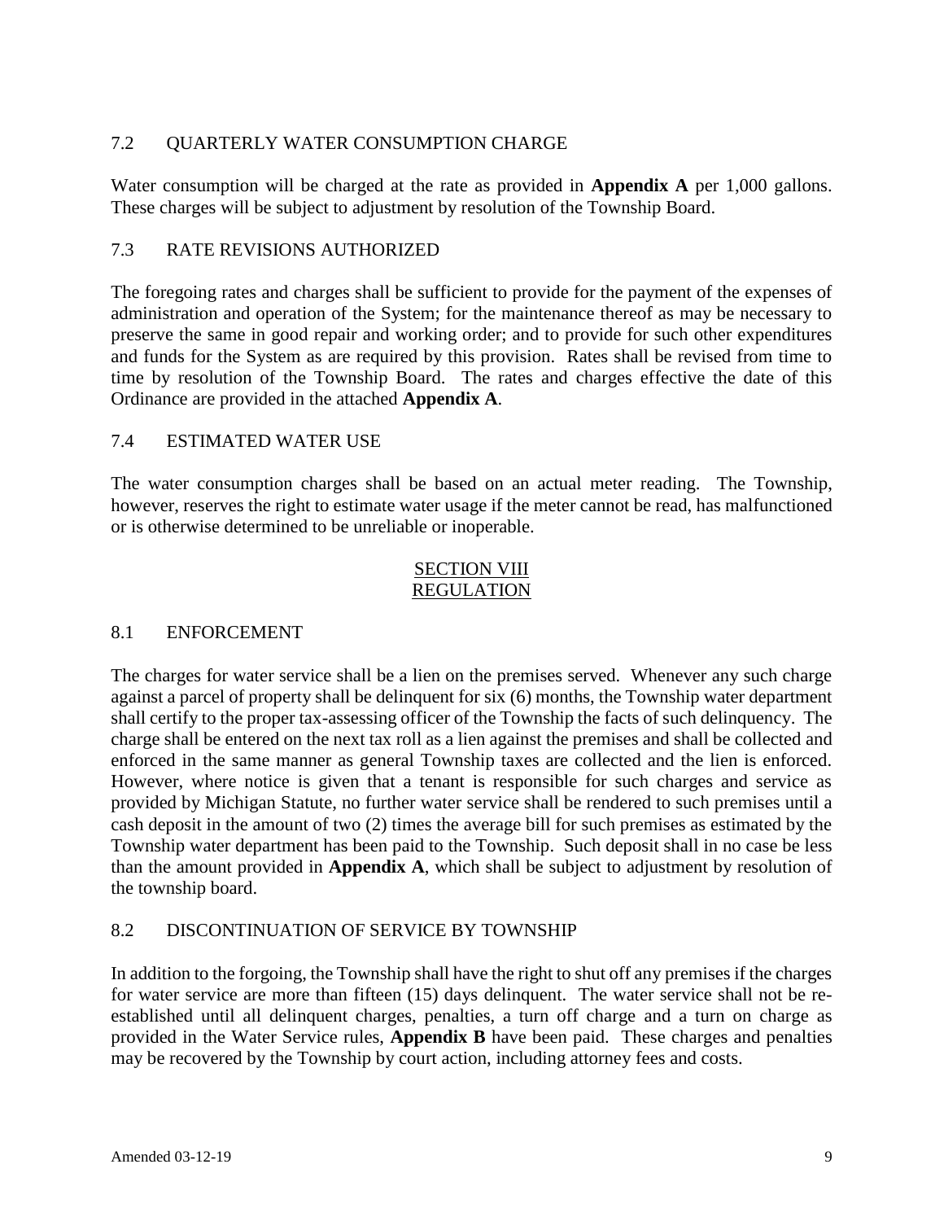### 7.2 QUARTERLY WATER CONSUMPTION CHARGE

Water consumption will be charged at the rate as provided in **Appendix A** per 1,000 gallons. These charges will be subject to adjustment by resolution of the Township Board.

### 7.3 RATE REVISIONS AUTHORIZED

The foregoing rates and charges shall be sufficient to provide for the payment of the expenses of administration and operation of the System; for the maintenance thereof as may be necessary to preserve the same in good repair and working order; and to provide for such other expenditures and funds for the System as are required by this provision. Rates shall be revised from time to time by resolution of the Township Board. The rates and charges effective the date of this Ordinance are provided in the attached **Appendix A**.

### 7.4 ESTIMATED WATER USE

The water consumption charges shall be based on an actual meter reading. The Township, however, reserves the right to estimate water usage if the meter cannot be read, has malfunctioned or is otherwise determined to be unreliable or inoperable.

## SECTION VIII
## REGULATION

### 8.1 ENFORCEMENT

The charges for water service shall be a lien on the premises served. Whenever any such charge against a parcel of property shall be delinquent for six (6) months, the Township water department shall certify to the proper tax-assessing officer of the Township the facts of such delinquency. The charge shall be entered on the next tax roll as a lien against the premises and shall be collected and enforced in the same manner as general Township taxes are collected and the lien is enforced. However, where notice is given that a tenant is responsible for such charges and service as provided by Michigan Statute, no further water service shall be rendered to such premises until a cash deposit in the amount of two (2) times the average bill for such premises as estimated by the Township water department has been paid to the Township. Such deposit shall in no case be less than the amount provided in **Appendix A**, which shall be subject to adjustment by resolution of the township board.

### 8.2 DISCONTINUATION OF SERVICE BY TOWNSHIP

In addition to the forgoing, the Township shall have the right to shut off any premises if the charges for water service are more than fifteen (15) days delinquent. The water service shall not be re-established until all delinquent charges, penalties, a turn off charge and a turn on charge as provided in the Water Service rules, **Appendix B** have been paid. These charges and penalties may be recovered by the Township by court action, including attorney fees and costs.

Amended 03-12-19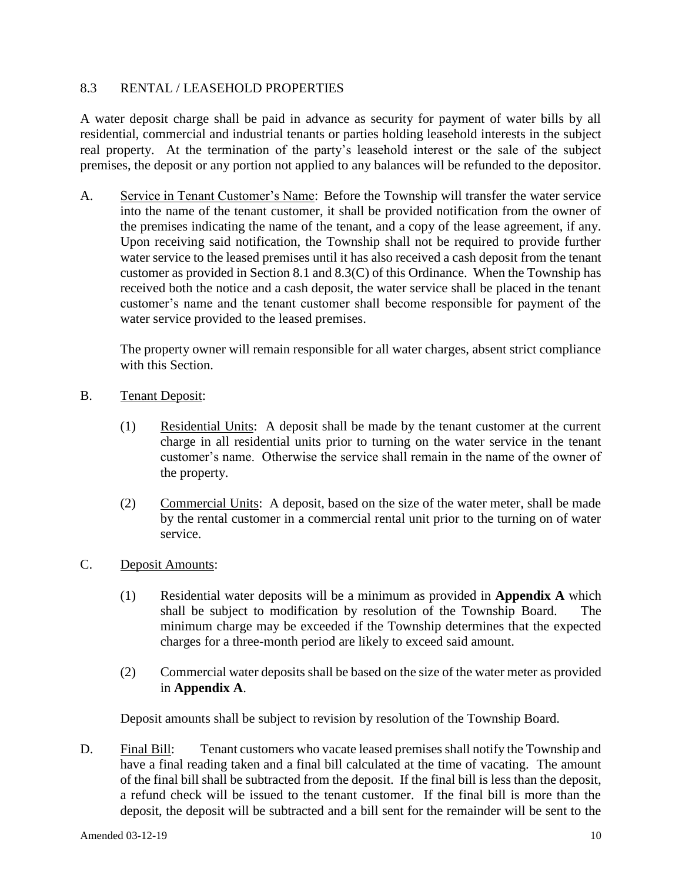## 8.3 RENTAL / LEASEHOLD PROPERTIES

A water deposit charge shall be paid in advance as security for payment of water bills by all residential, commercial and industrial tenants or parties holding leasehold interests in the subject real property. At the termination of the party's leasehold interest or the sale of the subject premises, the deposit or any portion not applied to any balances will be refunded to the depositor.

A. Service in Tenant Customer's Name: Before the Township will transfer the water service into the name of the tenant customer, it shall be provided notification from the owner of the premises indicating the name of the tenant, and a copy of the lease agreement, if any. Upon receiving said notification, the Township shall not be required to provide further water service to the leased premises until it has also received a cash deposit from the tenant customer as provided in Section 8.1 and 8.3(C) of this Ordinance. When the Township has received both the notice and a cash deposit, the water service shall be placed in the tenant customer's name and the tenant customer shall become responsible for payment of the water service provided to the leased premises.

   The property owner will remain responsible for all water charges, absent strict compliance with this Section.

B. Tenant Deposit:

   (1) Residential Units: A deposit shall be made by the tenant customer at the current charge in all residential units prior to turning on the water service in the tenant customer's name. Otherwise the service shall remain in the name of the owner of the property.

   (2) Commercial Units: A deposit, based on the size of the water meter, shall be made by the rental customer in a commercial rental unit prior to the turning on of water service.

C. Deposit Amounts:

   (1) Residential water deposits will be a minimum as provided in **Appendix A** which shall be subject to modification by resolution of the Township Board. The minimum charge may be exceeded if the Township determines that the expected charges for a three-month period are likely to exceed said amount.

   (2) Commercial water deposits shall be based on the size of the water meter as provided in **Appendix A**.

   Deposit amounts shall be subject to revision by resolution of the Township Board.

D. Final Bill: Tenant customers who vacate leased premises shall notify the Township and have a final reading taken and a final bill calculated at the time of vacating. The amount of the final bill shall be subtracted from the deposit. If the final bill is less than the deposit, a refund check will be issued to the tenant customer. If the final bill is more than the deposit, the deposit will be subtracted and a bill sent for the remainder will be sent to the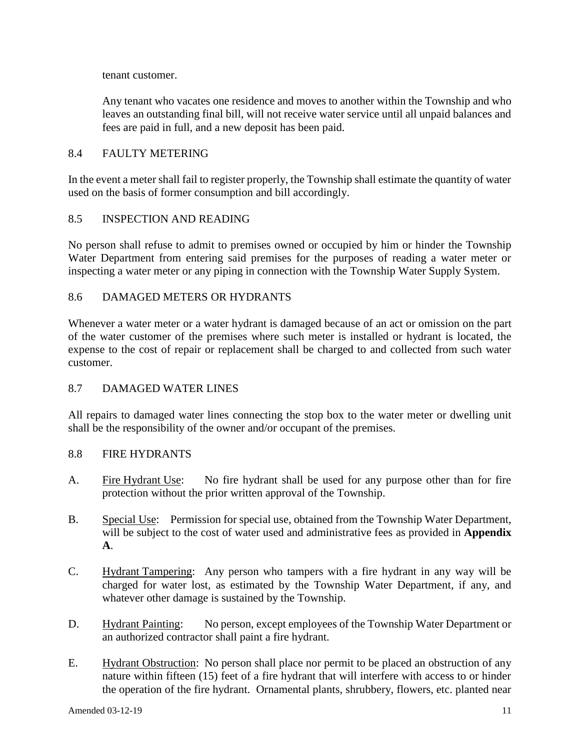tenant customer.

Any tenant who vacates one residence and moves to another within the Township and who leaves an outstanding final bill, will not receive water service until all unpaid balances and fees are paid in full, and a new deposit has been paid.

## 8.4 FAULTY METERING

In the event a meter shall fail to register properly, the Township shall estimate the quantity of water used on the basis of former consumption and bill accordingly.

## 8.5 INSPECTION AND READING

No person shall refuse to admit to premises owned or occupied by him or hinder the Township Water Department from entering said premises for the purposes of reading a water meter or inspecting a water meter or any piping in connection with the Township Water Supply System.

## 8.6 DAMAGED METERS OR HYDRANTS

Whenever a water meter or a water hydrant is damaged because of an act or omission on the part of the water customer of the premises where such meter is installed or hydrant is located, the expense to the cost of repair or replacement shall be charged to and collected from such water customer.

## 8.7 DAMAGED WATER LINES

All repairs to damaged water lines connecting the stop box to the water meter or dwelling unit shall be the responsibility of the owner and/or occupant of the premises.

## 8.8 FIRE HYDRANTS

A. Fire Hydrant Use: No fire hydrant shall be used for any purpose other than for fire protection without the prior written approval of the Township.

B. Special Use: Permission for special use, obtained from the Township Water Department, will be subject to the cost of water used and administrative fees as provided in **Appendix A**.

C. Hydrant Tampering: Any person who tampers with a fire hydrant in any way will be charged for water lost, as estimated by the Township Water Department, if any, and whatever other damage is sustained by the Township.

D. Hydrant Painting: No person, except employees of the Township Water Department or an authorized contractor shall paint a fire hydrant.

E. Hydrant Obstruction: No person shall place nor permit to be placed an obstruction of any nature within fifteen (15) feet of a fire hydrant that will interfere with access to or hinder the operation of the fire hydrant. Ornamental plants, shrubbery, flowers, etc. planted near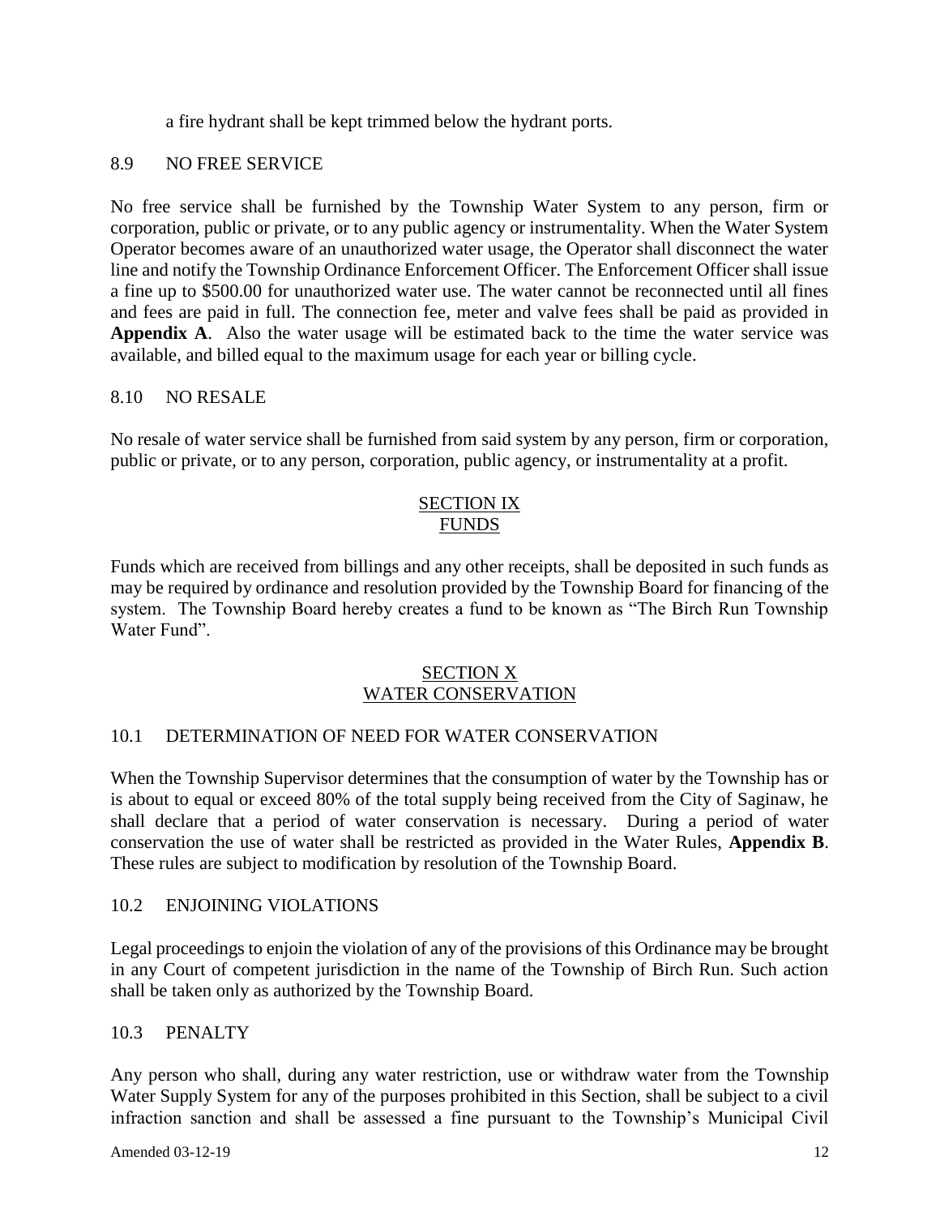a fire hydrant shall be kept trimmed below the hydrant ports.

### 8.9 NO FREE SERVICE

No free service shall be furnished by the Township Water System to any person, firm or corporation, public or private, or to any public agency or instrumentality. When the Water System Operator becomes aware of an unauthorized water usage, the Operator shall disconnect the water line and notify the Township Ordinance Enforcement Officer. The Enforcement Officer shall issue a fine up to $500.00 for unauthorized water use. The water cannot be reconnected until all fines and fees are paid in full. The connection fee, meter and valve fees shall be paid as provided in **Appendix A**. Also the water usage will be estimated back to the time the water service was available, and billed equal to the maximum usage for each year or billing cycle.

### 8.10 NO RESALE

No resale of water service shall be furnished from said system by any person, firm or corporation, public or private, or to any person, corporation, public agency, or instrumentality at a profit.

## SECTION IX
## FUNDS

Funds which are received from billings and any other receipts, shall be deposited in such funds as may be required by ordinance and resolution provided by the Township Board for financing of the system. The Township Board hereby creates a fund to be known as "The Birch Run Township Water Fund".

## SECTION X
## WATER CONSERVATION

### 10.1 DETERMINATION OF NEED FOR WATER CONSERVATION

When the Township Supervisor determines that the consumption of water by the Township has or is about to equal or exceed 80% of the total supply being received from the City of Saginaw, he shall declare that a period of water conservation is necessary. During a period of water conservation the use of water shall be restricted as provided in the Water Rules, **Appendix B**. These rules are subject to modification by resolution of the Township Board.

### 10.2 ENJOINING VIOLATIONS

Legal proceedings to enjoin the violation of any of the provisions of this Ordinance may be brought in any Court of competent jurisdiction in the name of the Township of Birch Run. Such action shall be taken only as authorized by the Township Board.

### 10.3 PENALTY

Any person who shall, during any water restriction, use or withdraw water from the Township Water Supply System for any of the purposes prohibited in this Section, shall be subject to a civil infraction sanction and shall be assessed a fine pursuant to the Township's Municipal Civil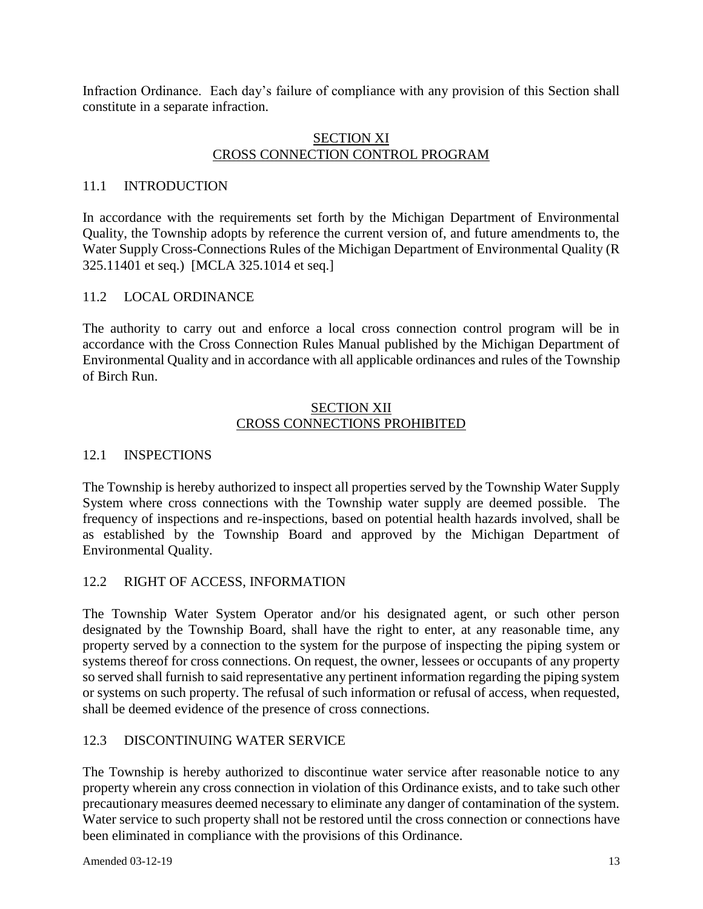Infraction Ordinance. Each day's failure of compliance with any provision of this Section shall constitute in a separate infraction.

## SECTION XI
## CROSS CONNECTION CONTROL PROGRAM

### 11.1 INTRODUCTION

In accordance with the requirements set forth by the Michigan Department of Environmental Quality, the Township adopts by reference the current version of, and future amendments to, the Water Supply Cross-Connections Rules of the Michigan Department of Environmental Quality (R 325.11401 et seq.) [MCLA 325.1014 et seq.]

### 11.2 LOCAL ORDINANCE

The authority to carry out and enforce a local cross connection control program will be in accordance with the Cross Connection Rules Manual published by the Michigan Department of Environmental Quality and in accordance with all applicable ordinances and rules of the Township of Birch Run.

## SECTION XII
## CROSS CONNECTIONS PROHIBITED

### 12.1 INSPECTIONS

The Township is hereby authorized to inspect all properties served by the Township Water Supply System where cross connections with the Township water supply are deemed possible. The frequency of inspections and re-inspections, based on potential health hazards involved, shall be as established by the Township Board and approved by the Michigan Department of Environmental Quality.

### 12.2 RIGHT OF ACCESS, INFORMATION

The Township Water System Operator and/or his designated agent, or such other person designated by the Township Board, shall have the right to enter, at any reasonable time, any property served by a connection to the system for the purpose of inspecting the piping system or systems thereof for cross connections. On request, the owner, lessees or occupants of any property so served shall furnish to said representative any pertinent information regarding the piping system or systems on such property. The refusal of such information or refusal of access, when requested, shall be deemed evidence of the presence of cross connections.

### 12.3 DISCONTINUING WATER SERVICE

The Township is hereby authorized to discontinue water service after reasonable notice to any property wherein any cross connection in violation of this Ordinance exists, and to take such other precautionary measures deemed necessary to eliminate any danger of contamination of the system. Water service to such property shall not be restored until the cross connection or connections have been eliminated in compliance with the provisions of this Ordinance.

Amended 03-12-19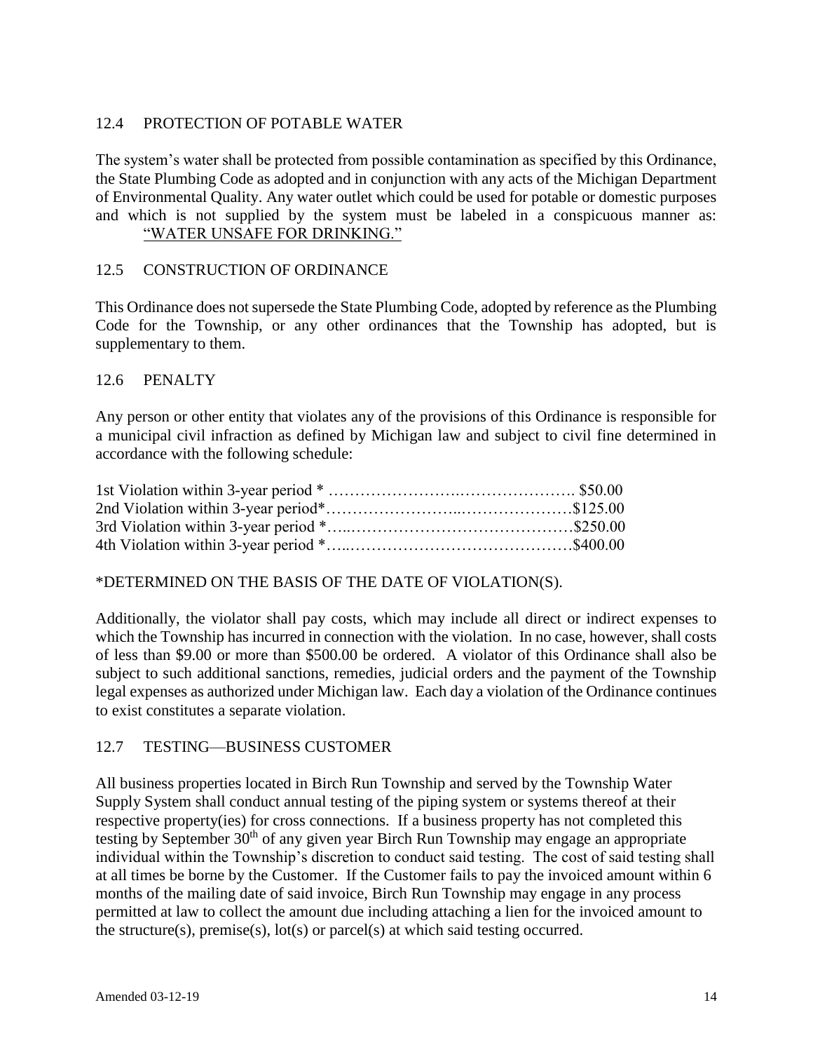## 12.4 PROTECTION OF POTABLE WATER

The system's water shall be protected from possible contamination as specified by this Ordinance, the State Plumbing Code as adopted and in conjunction with any acts of the Michigan Department of Environmental Quality. Any water outlet which could be used for potable or domestic purposes and which is not supplied by the system must be labeled in a conspicuous manner as: "WATER UNSAFE FOR DRINKING."

## 12.5 CONSTRUCTION OF ORDINANCE

This Ordinance does not supersede the State Plumbing Code, adopted by reference as the Plumbing Code for the Township, or any other ordinances that the Township has adopted, but is supplementary to them.

## 12.6 PENALTY

Any person or other entity that violates any of the provisions of this Ordinance is responsible for a municipal civil infraction as defined by Michigan law and subject to civil fine determined in accordance with the following schedule:

1st Violation within 3-year period * ………………………………………………. $50.00
2nd Violation within 3-year period*……………………………………………$125.00
3rd Violation within 3-year period *……………………………………………$250.00
4th Violation within 3-year period *……………………………………………$400.00

*DETERMINED ON THE BASIS OF THE DATE OF VIOLATION(S).

Additionally, the violator shall pay costs, which may include all direct or indirect expenses to which the Township has incurred in connection with the violation. In no case, however, shall costs of less than $9.00 or more than $500.00 be ordered. A violator of this Ordinance shall also be subject to such additional sanctions, remedies, judicial orders and the payment of the Township legal expenses as authorized under Michigan law. Each day a violation of the Ordinance continues to exist constitutes a separate violation.

## 12.7 TESTING—BUSINESS CUSTOMER

All business properties located in Birch Run Township and served by the Township Water Supply System shall conduct annual testing of the piping system or systems thereof at their respective property(ies) for cross connections. If a business property has not completed this testing by September 30th of any given year Birch Run Township may engage an appropriate individual within the Township's discretion to conduct said testing. The cost of said testing shall at all times be borne by the Customer. If the Customer fails to pay the invoiced amount within 6 months of the mailing date of said invoice, Birch Run Township may engage in any process permitted at law to collect the amount due including attaching a lien for the invoiced amount to the structure(s), premise(s), lot(s) or parcel(s) at which said testing occurred.

Amended 03-12-19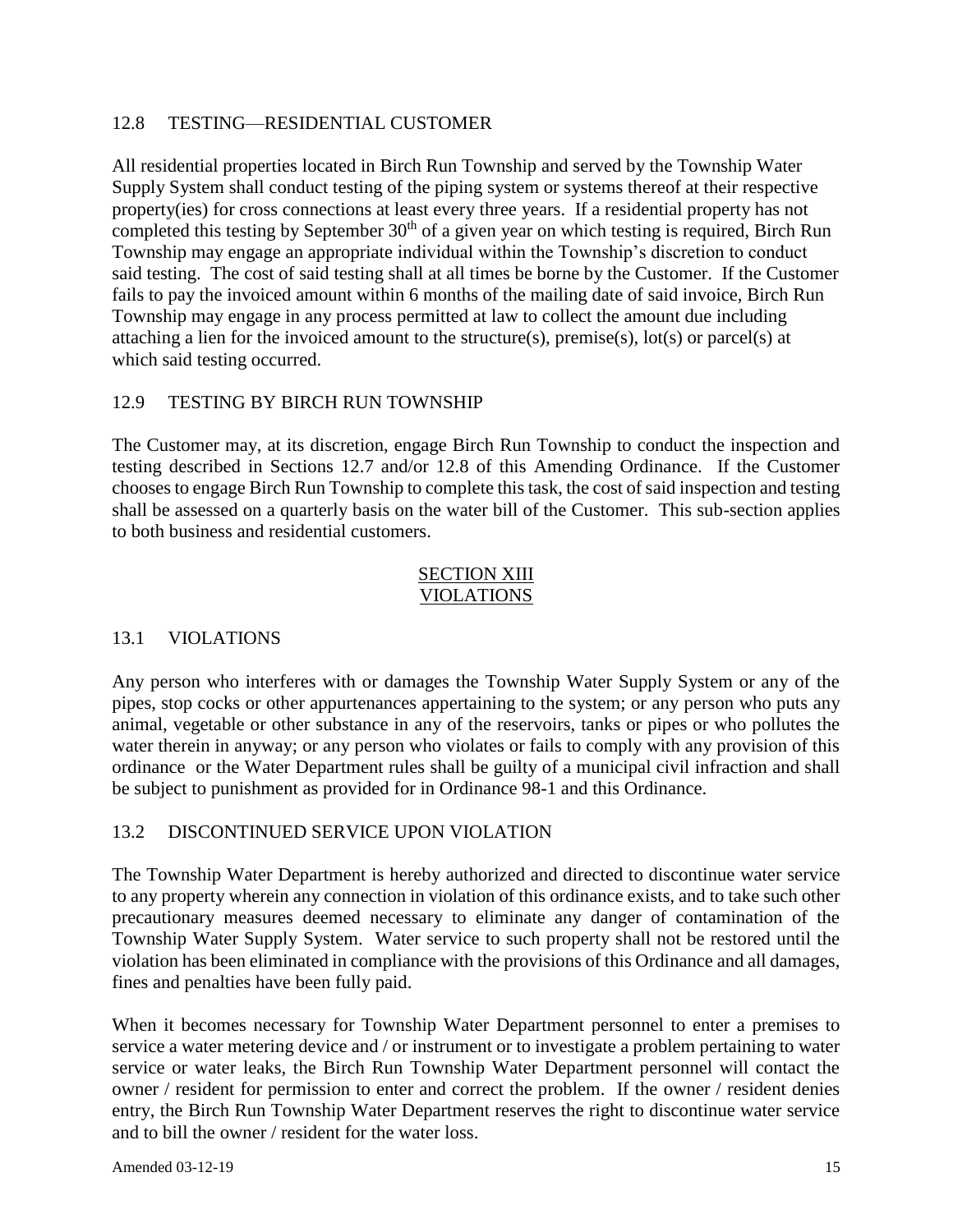### 12.8 TESTING—RESIDENTIAL CUSTOMER

All residential properties located in Birch Run Township and served by the Township Water Supply System shall conduct testing of the piping system or systems thereof at their respective property(ies) for cross connections at least every three years. If a residential property has not completed this testing by September 30th of a given year on which testing is required, Birch Run Township may engage an appropriate individual within the Township's discretion to conduct said testing. The cost of said testing shall at all times be borne by the Customer. If the Customer fails to pay the invoiced amount within 6 months of the mailing date of said invoice, Birch Run Township may engage in any process permitted at law to collect the amount due including attaching a lien for the invoiced amount to the structure(s), premise(s), lot(s) or parcel(s) at which said testing occurred.

### 12.9 TESTING BY BIRCH RUN TOWNSHIP

The Customer may, at its discretion, engage Birch Run Township to conduct the inspection and testing described in Sections 12.7 and/or 12.8 of this Amending Ordinance. If the Customer chooses to engage Birch Run Township to complete this task, the cost of said inspection and testing shall be assessed on a quarterly basis on the water bill of the Customer. This sub-section applies to both business and residential customers.

## SECTION XIII
## VIOLATIONS

### 13.1 VIOLATIONS

Any person who interferes with or damages the Township Water Supply System or any of the pipes, stop cocks or other appurtenances appertaining to the system; or any person who puts any animal, vegetable or other substance in any of the reservoirs, tanks or pipes or who pollutes the water therein in anyway; or any person who violates or fails to comply with any provision of this ordinance or the Water Department rules shall be guilty of a municipal civil infraction and shall be subject to punishment as provided for in Ordinance 98-1 and this Ordinance.

### 13.2 DISCONTINUED SERVICE UPON VIOLATION

The Township Water Department is hereby authorized and directed to discontinue water service to any property wherein any connection in violation of this ordinance exists, and to take such other precautionary measures deemed necessary to eliminate any danger of contamination of the Township Water Supply System. Water service to such property shall not be restored until the violation has been eliminated in compliance with the provisions of this Ordinance and all damages, fines and penalties have been fully paid.

When it becomes necessary for Township Water Department personnel to enter a premises to service a water metering device and / or instrument or to investigate a problem pertaining to water service or water leaks, the Birch Run Township Water Department personnel will contact the owner / resident for permission to enter and correct the problem. If the owner / resident denies entry, the Birch Run Township Water Department reserves the right to discontinue water service and to bill the owner / resident for the water loss.

Amended 03-12-19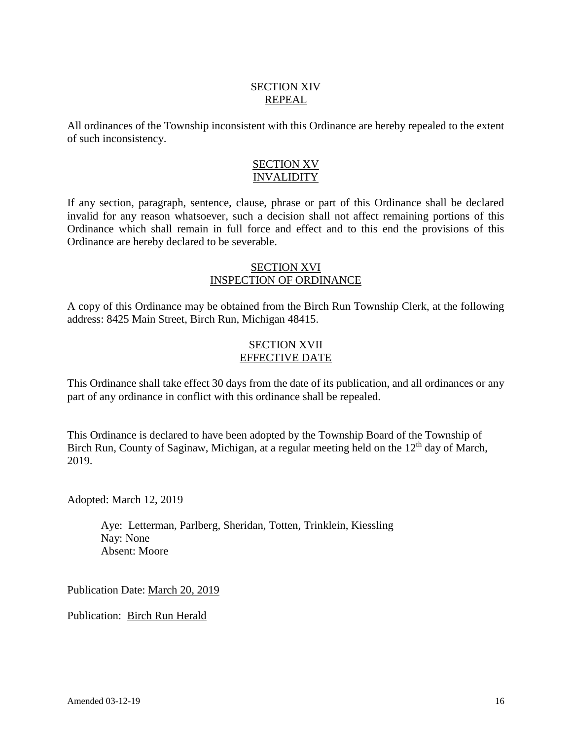## SECTION XIV
## REPEAL

All ordinances of the Township inconsistent with this Ordinance are hereby repealed to the extent of such inconsistency.

## SECTION XV
## INVALIDITY

If any section, paragraph, sentence, clause, phrase or part of this Ordinance shall be declared invalid for any reason whatsoever, such a decision shall not affect remaining portions of this Ordinance which shall remain in full force and effect and to this end the provisions of this Ordinance are hereby declared to be severable.

## SECTION XVI
## INSPECTION OF ORDINANCE

A copy of this Ordinance may be obtained from the Birch Run Township Clerk, at the following address: 8425 Main Street, Birch Run, Michigan 48415.

## SECTION XVII
## EFFECTIVE DATE

This Ordinance shall take effect 30 days from the date of its publication, and all ordinances or any part of any ordinance in conflict with this ordinance shall be repealed.

This Ordinance is declared to have been adopted by the Township Board of the Township of Birch Run, County of Saginaw, Michigan, at a regular meeting held on the 12th day of March, 2019.

Adopted: March 12, 2019

Aye: Letterman, Parlberg, Sheridan, Totten, Trinklein, Kiessling
Nay: None
Absent: Moore

Publication Date: March 20, 2019

Publication: Birch Run Herald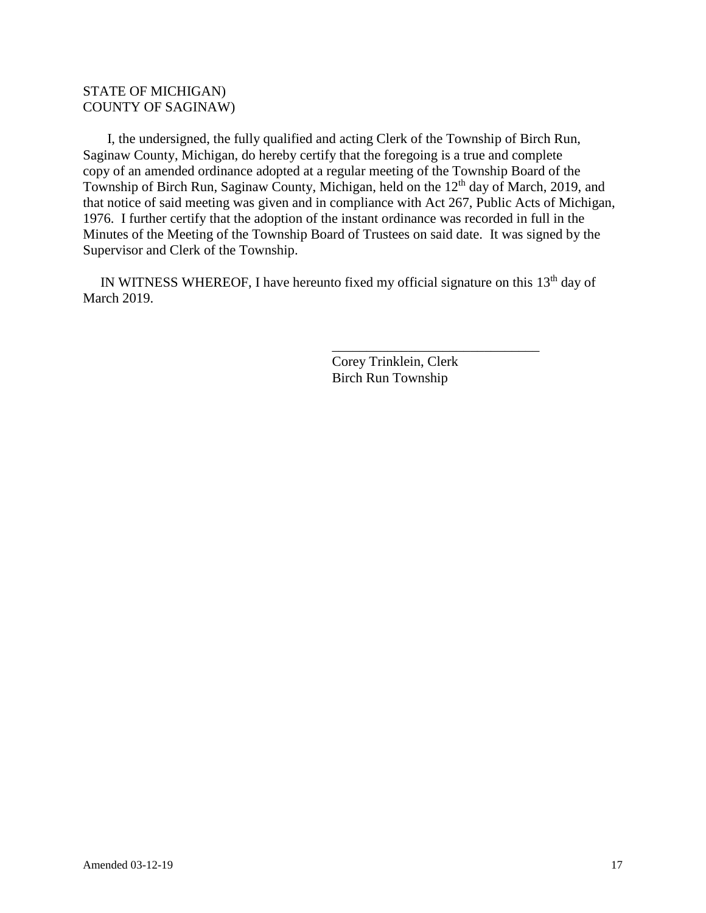STATE OF MICHIGAN)
COUNTY OF SAGINAW)

I, the undersigned, the fully qualified and acting Clerk of the Township of Birch Run, Saginaw County, Michigan, do hereby certify that the foregoing is a true and complete copy of an amended ordinance adopted at a regular meeting of the Township Board of the Township of Birch Run, Saginaw County, Michigan, held on the 12th day of March, 2019, and that notice of said meeting was given and in compliance with Act 267, Public Acts of Michigan, 1976. I further certify that the adoption of the instant ordinance was recorded in full in the Minutes of the Meeting of the Township Board of Trustees on said date. It was signed by the Supervisor and Clerk of the Township.

IN WITNESS WHEREOF, I have hereunto fixed my official signature on this 13th day of March 2019.

\_\_\_\_\_\_\_\_\_\_\_\_\_\_\_\_\_\_\_\_\_\_\_\_\_\_\_\_\_\_\_
Corey Trinklein, Clerk
Birch Run Township

Amended 03-12-19